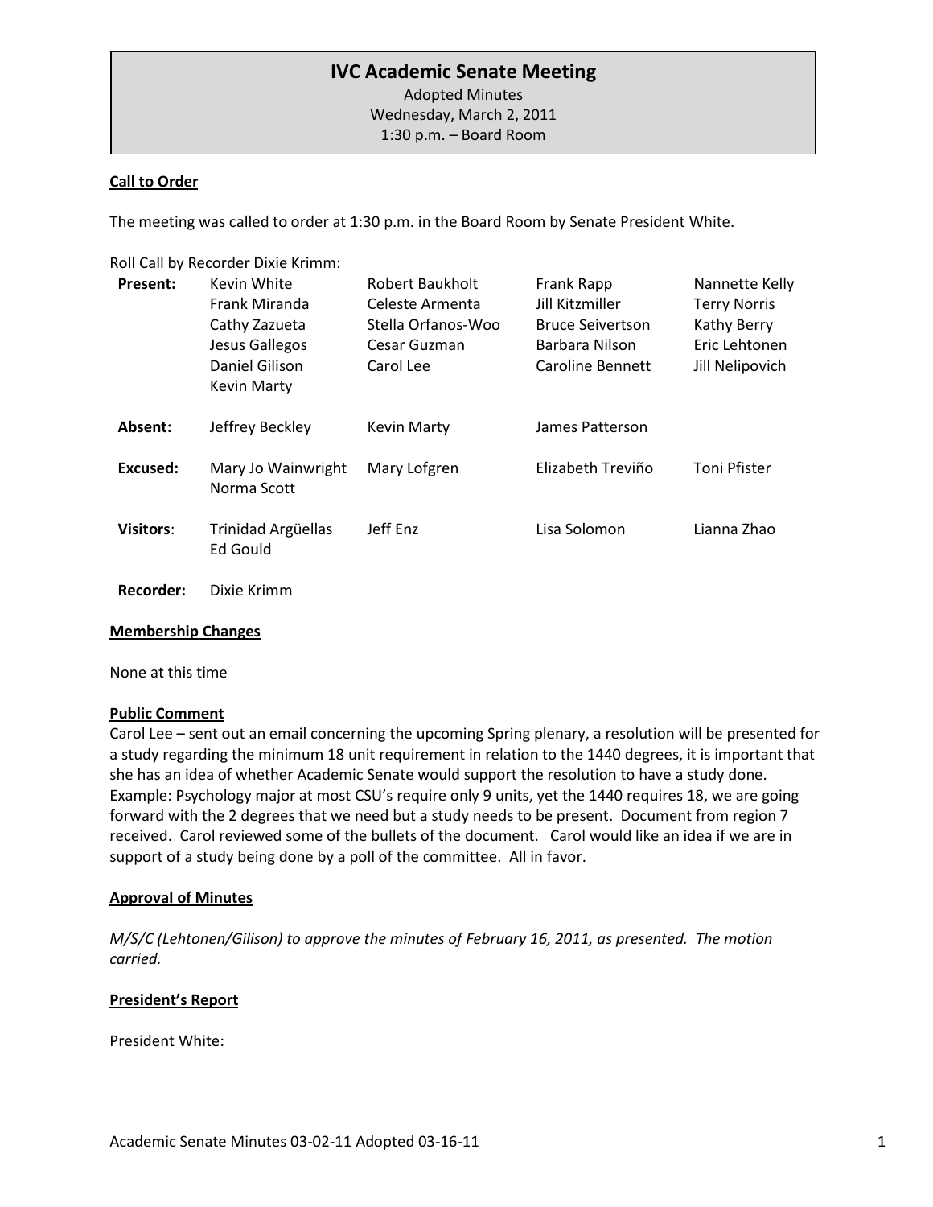# IVC Academic Senate Meeting

Adopted Minutes
Wednesday, March 2, 2011
1:30 p.m. – Board Room

**Call to Order**

The meeting was called to order at 1:30 p.m. in the Board Room by Senate President White.

Roll Call by Recorder Dixie Krimm:

| | | | | |
|---|---|---|---|---|
| **Present:** | Kevin White<br>Frank Miranda<br>Cathy Zazueta<br>Jesus Gallegos<br>Daniel Gilison<br>Kevin Marty | Robert Baukholt<br>Celeste Armenta<br>Stella Orfanos-Woo<br>Cesar Guzman<br>Carol Lee | Frank Rapp<br>Jill Kitzmiller<br>Bruce Seivertson<br>Barbara Nilson<br>Caroline Bennett | Nannette Kelly<br>Terry Norris<br>Kathy Berry<br>Eric Lehtonen<br>Jill Nelipovich |
| **Absent:** | Jeffrey Beckley | Kevin Marty | James Patterson | |
| **Excused:** | Mary Jo Wainwright<br>Norma Scott | Mary Lofgren | Elizabeth Treviño | Toni Pfister |
| **Visitors:** | Trinidad Argüellas<br>Ed Gould | Jeff Enz | Lisa Solomon | Lianna Zhao |
| **Recorder:** | Dixie Krimm | | | |

**Membership Changes**

None at this time

**Public Comment**

Carol Lee – sent out an email concerning the upcoming Spring plenary, a resolution will be presented for a study regarding the minimum 18 unit requirement in relation to the 1440 degrees, it is important that she has an idea of whether Academic Senate would support the resolution to have a study done. Example: Psychology major at most CSU's require only 9 units, yet the 1440 requires 18, we are going forward with the 2 degrees that we need but a study needs to be present. Document from region 7 received. Carol reviewed some of the bullets of the document. Carol would like an idea if we are in support of a study being done by a poll of the committee. All in favor.

**Approval of Minutes**

*M/S/C (Lehtonen/Gilison) to approve the minutes of February 16, 2011, as presented. The motion carried.*

**President's Report**

President White: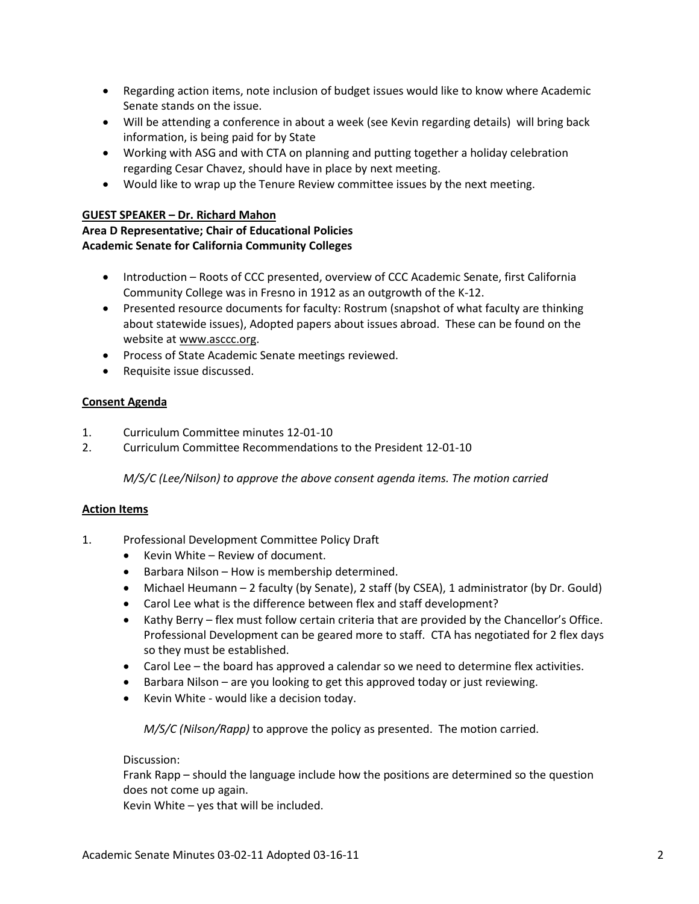- Regarding action items, note inclusion of budget issues would like to know where Academic Senate stands on the issue.
- Will be attending a conference in about a week (see Kevin regarding details) will bring back information, is being paid for by State
- Working with ASG and with CTA on planning and putting together a holiday celebration regarding Cesar Chavez, should have in place by next meeting.
- Would like to wrap up the Tenure Review committee issues by the next meeting.

**GUEST SPEAKER – Dr. Richard Mahon**
**Area D Representative; Chair of Educational Policies**
**Academic Senate for California Community Colleges**

- Introduction – Roots of CCC presented, overview of CCC Academic Senate, first California Community College was in Fresno in 1912 as an outgrowth of the K-12.
- Presented resource documents for faculty: Rostrum (snapshot of what faculty are thinking about statewide issues), Adopted papers about issues abroad. These can be found on the website at www.asccc.org.
- Process of State Academic Senate meetings reviewed.
- Requisite issue discussed.

**Consent Agenda**

1. Curriculum Committee minutes 12-01-10
2. Curriculum Committee Recommendations to the President 12-01-10

   *M/S/C (Lee/Nilson) to approve the above consent agenda items. The motion carried*

**Action Items**

1. Professional Development Committee Policy Draft
   - Kevin White – Review of document.
   - Barbara Nilson – How is membership determined.
   - Michael Heumann – 2 faculty (by Senate), 2 staff (by CSEA), 1 administrator (by Dr. Gould)
   - Carol Lee what is the difference between flex and staff development?
   - Kathy Berry – flex must follow certain criteria that are provided by the Chancellor's Office. Professional Development can be geared more to staff. CTA has negotiated for 2 flex days so they must be established.
   - Carol Lee – the board has approved a calendar so we need to determine flex activities.
   - Barbara Nilson – are you looking to get this approved today or just reviewing.
   - Kevin White - would like a decision today.

   *M/S/C (Nilson/Rapp)* to approve the policy as presented. The motion carried.

   Discussion:
   Frank Rapp – should the language include how the positions are determined so the question does not come up again.
   Kevin White – yes that will be included.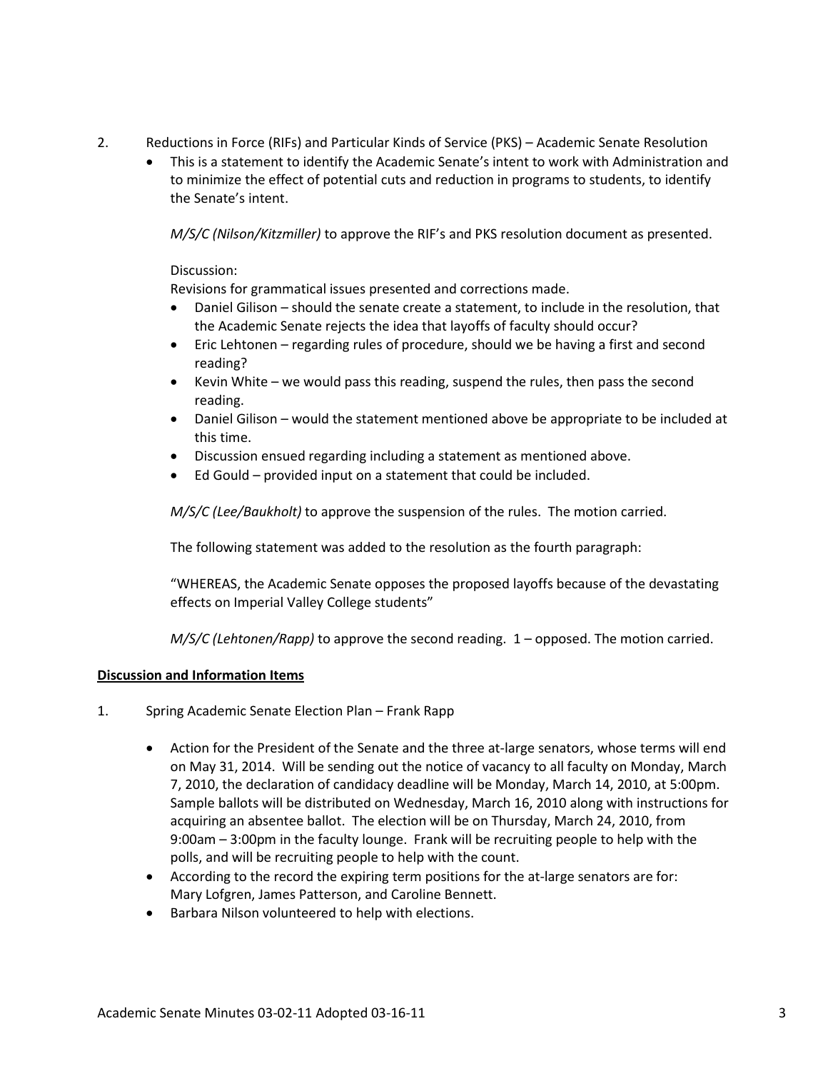2. Reductions in Force (RIFs) and Particular Kinds of Service (PKS) – Academic Senate Resolution

   - This is a statement to identify the Academic Senate's intent to work with Administration and to minimize the effect of potential cuts and reduction in programs to students, to identify the Senate's intent.

   *M/S/C (Nilson/Kitzmiller)* to approve the RIF's and PKS resolution document as presented.

   Discussion:
   Revisions for grammatical issues presented and corrections made.

   - Daniel Gilison – should the senate create a statement, to include in the resolution, that the Academic Senate rejects the idea that layoffs of faculty should occur?
   - Eric Lehtonen – regarding rules of procedure, should we be having a first and second reading?
   - Kevin White – we would pass this reading, suspend the rules, then pass the second reading.
   - Daniel Gilison – would the statement mentioned above be appropriate to be included at this time.
   - Discussion ensued regarding including a statement as mentioned above.
   - Ed Gould – provided input on a statement that could be included.

   *M/S/C (Lee/Baukholt)* to approve the suspension of the rules. The motion carried.

   The following statement was added to the resolution as the fourth paragraph:

   "WHEREAS, the Academic Senate opposes the proposed layoffs because of the devastating effects on Imperial Valley College students"

   *M/S/C (Lehtonen/Rapp)* to approve the second reading. 1 – opposed. The motion carried.

**Discussion and Information Items**

1. Spring Academic Senate Election Plan – Frank Rapp

   - Action for the President of the Senate and the three at-large senators, whose terms will end on May 31, 2014. Will be sending out the notice of vacancy to all faculty on Monday, March 7, 2010, the declaration of candidacy deadline will be Monday, March 14, 2010, at 5:00pm. Sample ballots will be distributed on Wednesday, March 16, 2010 along with instructions for acquiring an absentee ballot. The election will be on Thursday, March 24, 2010, from 9:00am – 3:00pm in the faculty lounge. Frank will be recruiting people to help with the polls, and will be recruiting people to help with the count.
   - According to the record the expiring term positions for the at-large senators are for: Mary Lofgren, James Patterson, and Caroline Bennett.
   - Barbara Nilson volunteered to help with elections.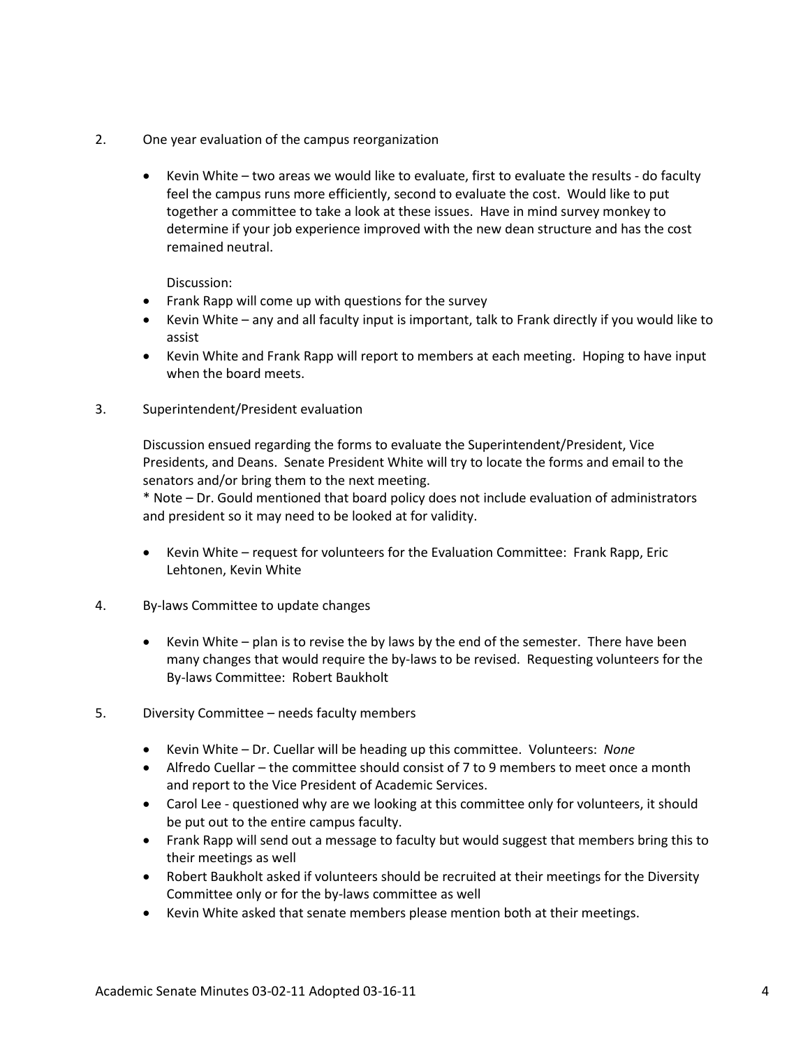2. One year evaluation of the campus reorganization

   - Kevin White – two areas we would like to evaluate, first to evaluate the results - do faculty feel the campus runs more efficiently, second to evaluate the cost. Would like to put together a committee to take a look at these issues. Have in mind survey monkey to determine if your job experience improved with the new dean structure and has the cost remained neutral.

     Discussion:
   - Frank Rapp will come up with questions for the survey
   - Kevin White – any and all faculty input is important, talk to Frank directly if you would like to assist
   - Kevin White and Frank Rapp will report to members at each meeting. Hoping to have input when the board meets.

3. Superintendent/President evaluation

   Discussion ensued regarding the forms to evaluate the Superintendent/President, Vice Presidents, and Deans. Senate President White will try to locate the forms and email to the senators and/or bring them to the next meeting.
   * Note – Dr. Gould mentioned that board policy does not include evaluation of administrators and president so it may need to be looked at for validity.

   - Kevin White – request for volunteers for the Evaluation Committee: Frank Rapp, Eric Lehtonen, Kevin White

4. By-laws Committee to update changes

   - Kevin White – plan is to revise the by laws by the end of the semester. There have been many changes that would require the by-laws to be revised. Requesting volunteers for the By-laws Committee: Robert Baukholt

5. Diversity Committee – needs faculty members

   - Kevin White – Dr. Cuellar will be heading up this committee. Volunteers: *None*
   - Alfredo Cuellar – the committee should consist of 7 to 9 members to meet once a month and report to the Vice President of Academic Services.
   - Carol Lee - questioned why are we looking at this committee only for volunteers, it should be put out to the entire campus faculty.
   - Frank Rapp will send out a message to faculty but would suggest that members bring this to their meetings as well
   - Robert Baukholt asked if volunteers should be recruited at their meetings for the Diversity Committee only or for the by-laws committee as well
   - Kevin White asked that senate members please mention both at their meetings.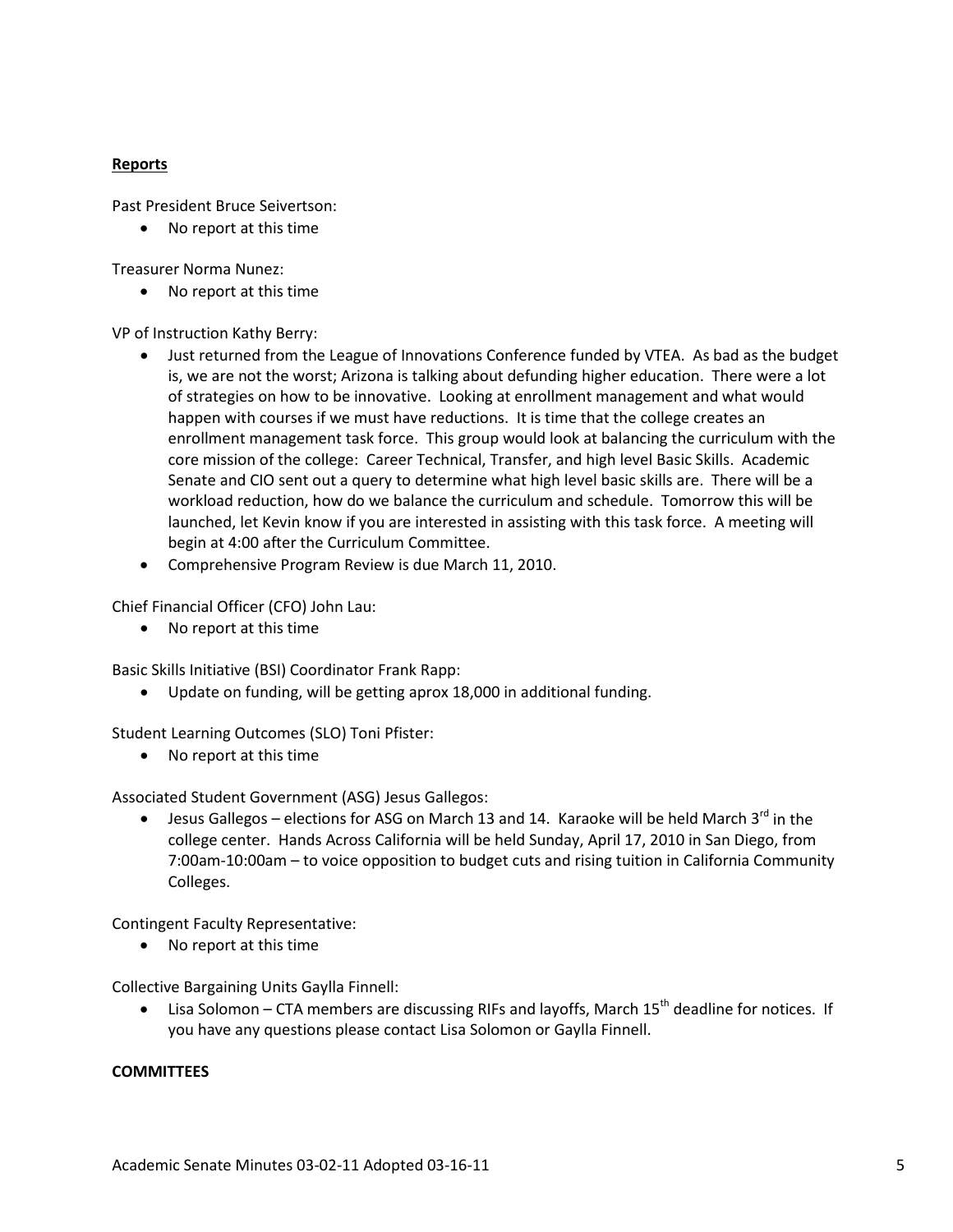**Reports**

Past President Bruce Seivertson:

- No report at this time

Treasurer Norma Nunez:

- No report at this time

VP of Instruction Kathy Berry:

- Just returned from the League of Innovations Conference funded by VTEA. As bad as the budget is, we are not the worst; Arizona is talking about defunding higher education. There were a lot of strategies on how to be innovative. Looking at enrollment management and what would happen with courses if we must have reductions. It is time that the college creates an enrollment management task force. This group would look at balancing the curriculum with the core mission of the college: Career Technical, Transfer, and high level Basic Skills. Academic Senate and CIO sent out a query to determine what high level basic skills are. There will be a workload reduction, how do we balance the curriculum and schedule. Tomorrow this will be launched, let Kevin know if you are interested in assisting with this task force. A meeting will begin at 4:00 after the Curriculum Committee.
- Comprehensive Program Review is due March 11, 2010.

Chief Financial Officer (CFO) John Lau:

- No report at this time

Basic Skills Initiative (BSI) Coordinator Frank Rapp:

- Update on funding, will be getting aprox 18,000 in additional funding.

Student Learning Outcomes (SLO) Toni Pfister:

- No report at this time

Associated Student Government (ASG) Jesus Gallegos:

- Jesus Gallegos – elections for ASG on March 13 and 14. Karaoke will be held March 3rd in the college center. Hands Across California will be held Sunday, April 17, 2010 in San Diego, from 7:00am-10:00am – to voice opposition to budget cuts and rising tuition in California Community Colleges.

Contingent Faculty Representative:

- No report at this time

Collective Bargaining Units Gaylla Finnell:

- Lisa Solomon – CTA members are discussing RIFs and layoffs, March 15th deadline for notices. If you have any questions please contact Lisa Solomon or Gaylla Finnell.

**COMMITTEES**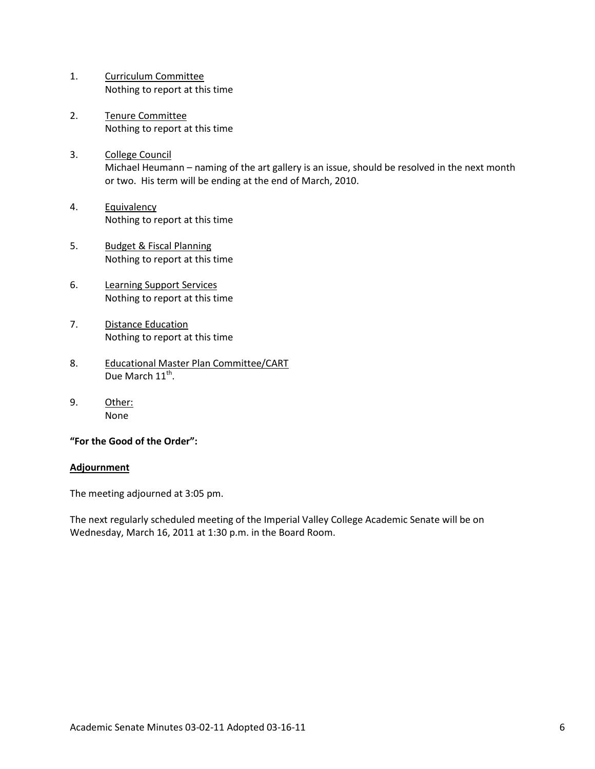1. <u>Curriculum Committee</u>
   Nothing to report at this time

2. <u>Tenure Committee</u>
   Nothing to report at this time

3. <u>College Council</u>
   Michael Heumann – naming of the art gallery is an issue, should be resolved in the next month or two. His term will be ending at the end of March, 2010.

4. <u>Equivalency</u>
   Nothing to report at this time

5. <u>Budget & Fiscal Planning</u>
   Nothing to report at this time

6. <u>Learning Support Services</u>
   Nothing to report at this time

7. <u>Distance Education</u>
   Nothing to report at this time

8. <u>Educational Master Plan Committee/CART</u>
   Due March 11th.

9. <u>Other:</u>
   None

**"For the Good of the Order":**

**<u>Adjournment</u>**

The meeting adjourned at 3:05 pm.

The next regularly scheduled meeting of the Imperial Valley College Academic Senate will be on Wednesday, March 16, 2011 at 1:30 p.m. in the Board Room.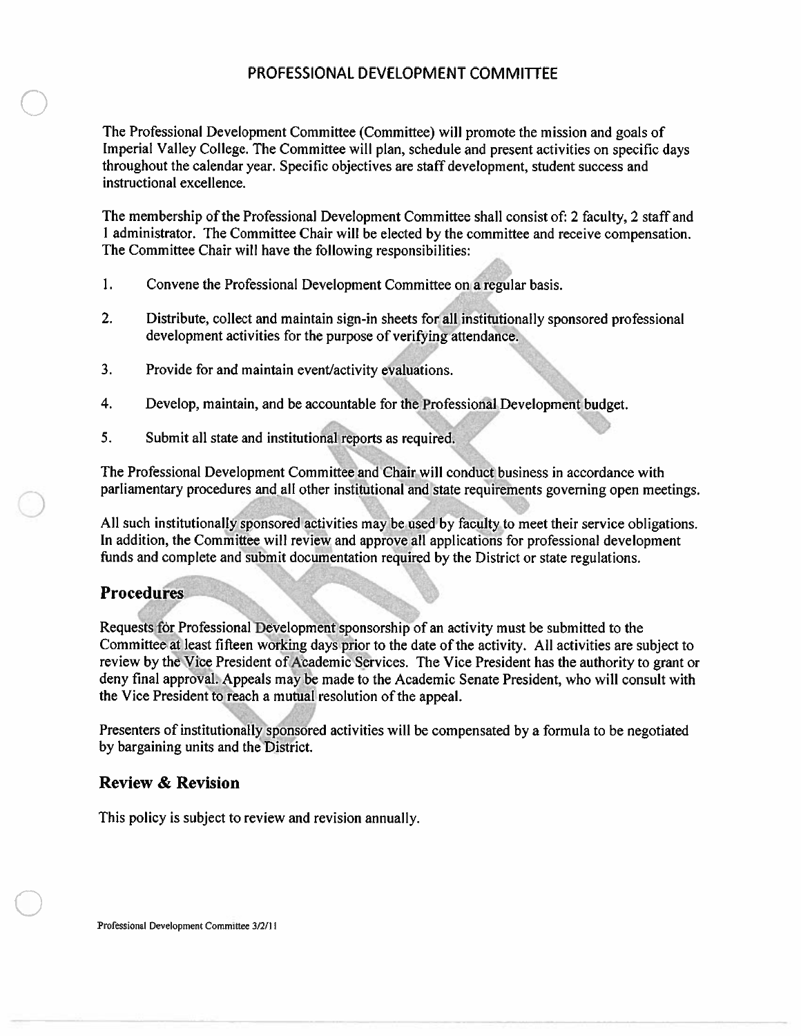# PROFESSIONAL DEVELOPMENT COMMITTEE

The Professional Development Committee (Committee) will promote the mission and goals of Imperial Valley College. The Committee will plan, schedule and present activities on specific days throughout the calendar year. Specific objectives are staff development, student success and instructional excellence.

The membership of the Professional Development Committee shall consist of: 2 faculty, 2 staff and 1 administrator. The Committee Chair will be elected by the committee and receive compensation. The Committee Chair will have the following responsibilities:

1. Convene the Professional Development Committee on a regular basis.
2. Distribute, collect and maintain sign-in sheets for all institutionally sponsored professional development activities for the purpose of verifying attendance.
3. Provide for and maintain event/activity evaluations.
4. Develop, maintain, and be accountable for the Professional Development budget.
5. Submit all state and institutional reports as required.

The Professional Development Committee and Chair will conduct business in accordance with parliamentary procedures and all other institutional and state requirements governing open meetings.

All such institutionally sponsored activities may be used by faculty to meet their service obligations. In addition, the Committee will review and approve all applications for professional development funds and complete and submit documentation required by the District or state regulations.

## Procedures

Requests for Professional Development sponsorship of an activity must be submitted to the Committee at least fifteen working days prior to the date of the activity. All activities are subject to review by the Vice President of Academic Services. The Vice President has the authority to grant or deny final approval. Appeals may be made to the Academic Senate President, who will consult with the Vice President to reach a mutual resolution of the appeal.

Presenters of institutionally sponsored activities will be compensated by a formula to be negotiated by bargaining units and the District.

## Review & Revision

This policy is subject to review and revision annually.

Professional Development Committee 3/2/11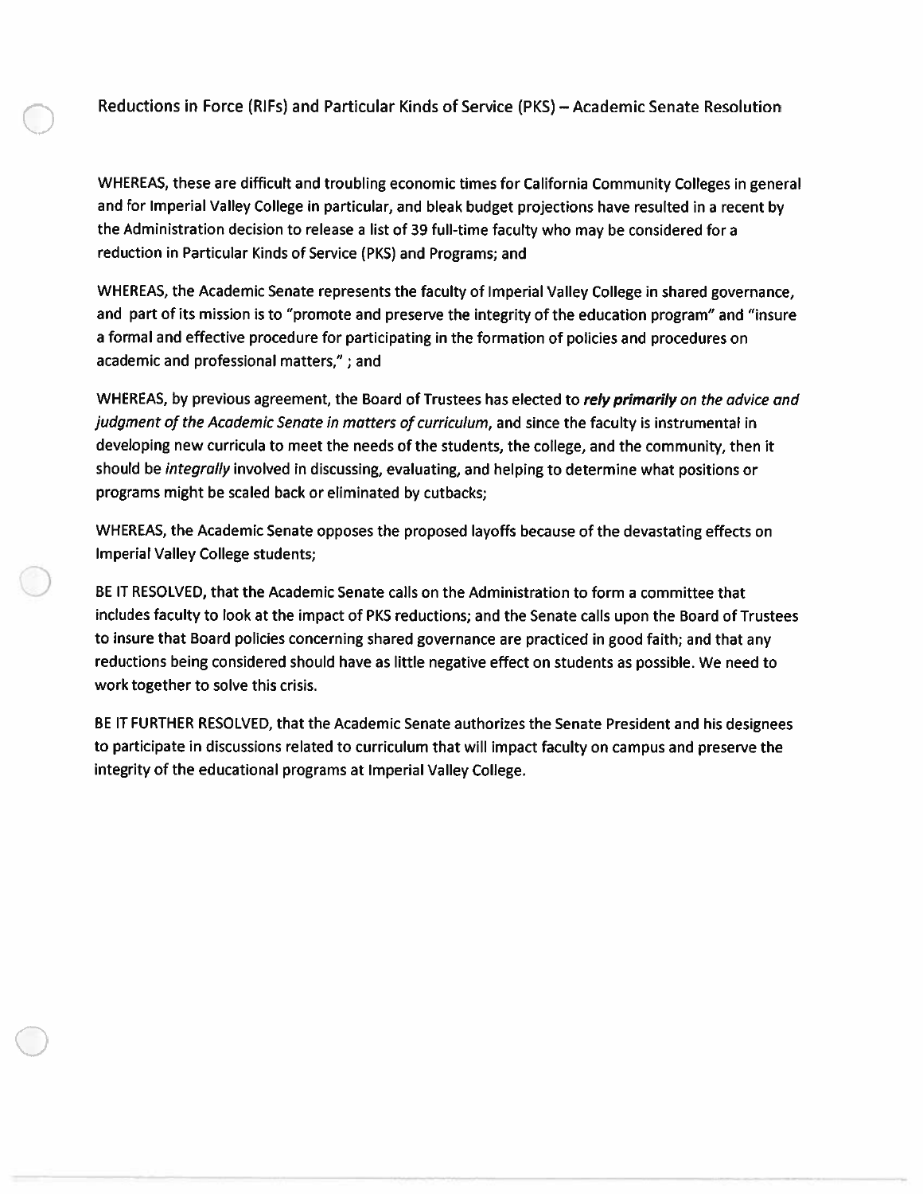# Reductions in Force (RIFs) and Particular Kinds of Service (PKS) – Academic Senate Resolution

WHEREAS, these are difficult and troubling economic times for California Community Colleges in general and for Imperial Valley College in particular, and bleak budget projections have resulted in a recent by the Administration decision to release a list of 39 full-time faculty who may be considered for a reduction in Particular Kinds of Service (PKS) and Programs; and

WHEREAS, the Academic Senate represents the faculty of Imperial Valley College in shared governance, and part of its mission is to "promote and preserve the integrity of the education program" and "insure a formal and effective procedure for participating in the formation of policies and procedures on academic and professional matters," ; and

WHEREAS, by previous agreement, the Board of Trustees has elected to ***rely primarily*** *on the advice and judgment of the Academic Senate in matters of curriculum*, and since the faculty is instrumental in developing new curricula to meet the needs of the students, the college, and the community, then it should be *integrally* involved in discussing, evaluating, and helping to determine what positions or programs might be scaled back or eliminated by cutbacks;

WHEREAS, the Academic Senate opposes the proposed layoffs because of the devastating effects on Imperial Valley College students;

BE IT RESOLVED, that the Academic Senate calls on the Administration to form a committee that includes faculty to look at the impact of PKS reductions; and the Senate calls upon the Board of Trustees to insure that Board policies concerning shared governance are practiced in good faith; and that any reductions being considered should have as little negative effect on students as possible. We need to work together to solve this crisis.

BE IT FURTHER RESOLVED, that the Academic Senate authorizes the Senate President and his designees to participate in discussions related to curriculum that will impact faculty on campus and preserve the integrity of the educational programs at Imperial Valley College.